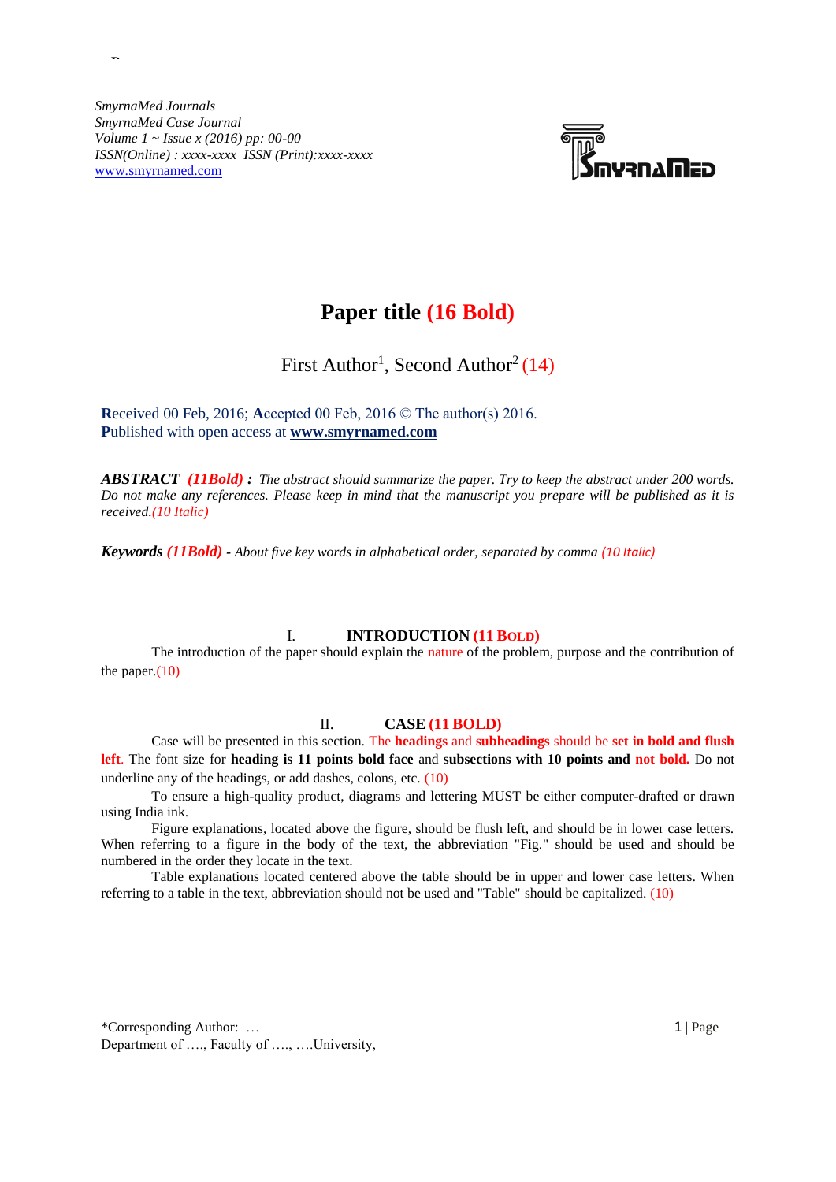*SmyrnaMed Journals*
*SmyrnaMed Case Journal*
*Volume 1 ~ Issue x (2016) pp: 00-00*
*ISSN(Online) : xxxx-xxxx ISSN (Print):xxxx-xxxx*
www.smyrnamed.com

# Paper title (16 Bold)

First Author[1], Second Author[2] (14)

**R**eceived 00 Feb, 2016; **A**ccepted 00 Feb, 2016 © The author(s) 2016.
**P**ublished with open access at **www.smyrnamed.com**

***ABSTRACT (11Bold) :*** *The abstract should summarize the paper. Try to keep the abstract under 200 words. Do not make any references. Please keep in mind that the manuscript you prepare will be published as it is received.(10 Italic)*

***Keywords (11Bold)*** *- About five key words in alphabetical order, separated by comma (10 Italic)*

## I. INTRODUCTION (11 BOLD)

The introduction of the paper should explain the nature of the problem, purpose and the contribution of the paper.(10)

## II. CASE (11 BOLD)

Case will be presented in this section. The **headings** and **subheadings** should be **set in bold and flush left**. The font size for **heading is 11 points bold face** and **subsections with 10 points and not bold.** Do not underline any of the headings, or add dashes, colons, etc. (10)

To ensure a high-quality product, diagrams and lettering MUST be either computer-drafted or drawn using India ink.

Figure explanations, located above the figure, should be flush left, and should be in lower case letters. When referring to a figure in the body of the text, the abbreviation "Fig." should be used and should be numbered in the order they locate in the text.

Table explanations located centered above the table should be in upper and lower case letters. When referring to a table in the text, abbreviation should not be used and "Table" should be capitalized. (10)

*Corresponding Author: …
Department of …., Faculty of …., ….University,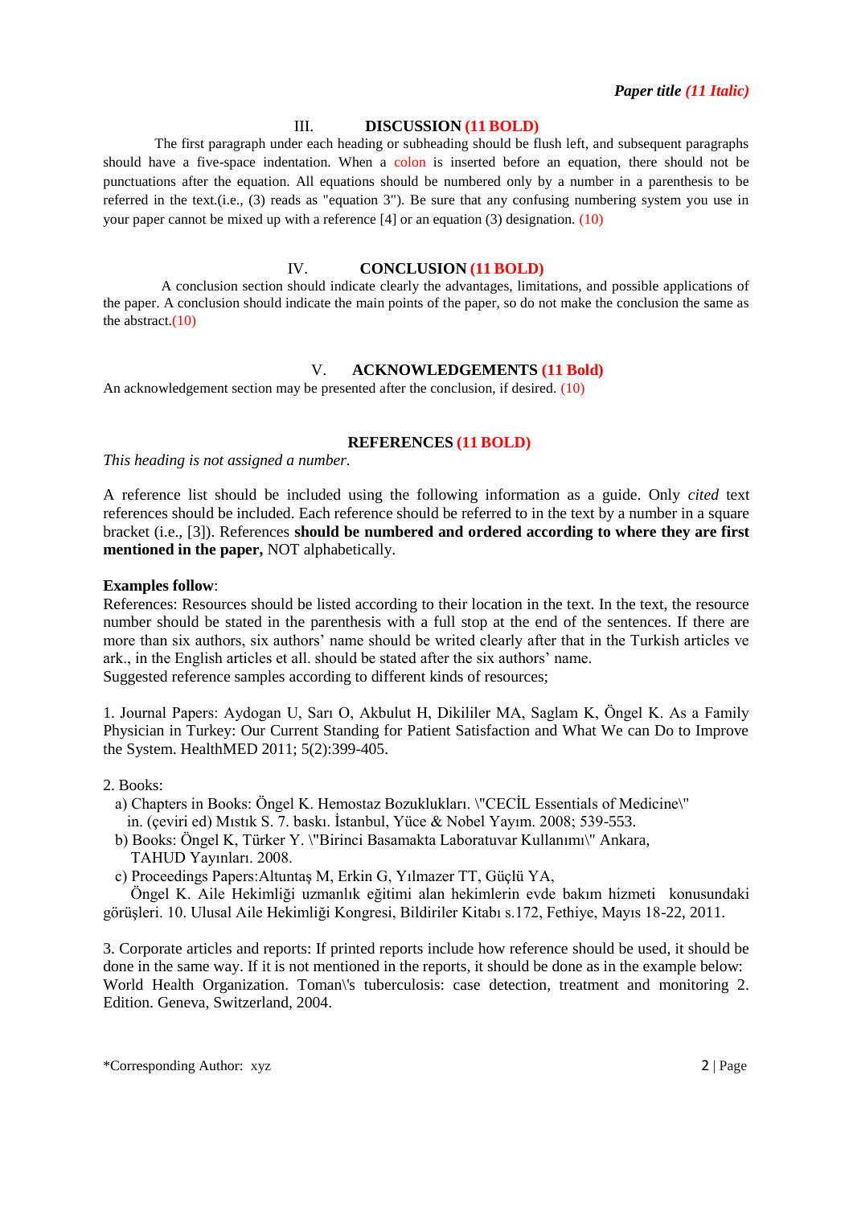## III. DISCUSSION (11 BOLD)

The first paragraph under each heading or subheading should be flush left, and subsequent paragraphs should have a five-space indentation. When a colon is inserted before an equation, there should not be punctuations after the equation. All equations should be numbered only by a number in a parenthesis to be referred in the text.(i.e., (3) reads as "equation 3"). Be sure that any confusing numbering system you use in your paper cannot be mixed up with a reference [4] or an equation (3) designation. (10)

## IV. CONCLUSION (11 BOLD)

A conclusion section should indicate clearly the advantages, limitations, and possible applications of the paper. A conclusion should indicate the main points of the paper, so do not make the conclusion the same as the abstract.(10)

## V. ACKNOWLEDGEMENTS (11 Bold)

An acknowledgement section may be presented after the conclusion, if desired. (10)

## REFERENCES (11 BOLD)

*This heading is not assigned a number.*

A reference list should be included using the following information as a guide. Only *cited* text references should be included. Each reference should be referred to in the text by a number in a square bracket (i.e., [3]). References **should be numbered and ordered according to where they are first mentioned in the paper,** NOT alphabetically.

**Examples follow**:

References: Resources should be listed according to their location in the text. In the text, the resource number should be stated in the parenthesis with a full stop at the end of the sentences. If there are more than six authors, six authors' name should be writed clearly after that in the Turkish articles ve ark., in the English articles et all. should be stated after the six authors' name.

Suggested reference samples according to different kinds of resources;

1. Journal Papers: Aydogan U, Sarı O, Akbulut H, Dikililer MA, Saglam K, Öngel K. As a Family Physician in Turkey: Our Current Standing for Patient Satisfaction and What We can Do to Improve the System. HealthMED 2011; 5(2):399-405.

2. Books:
   a) Chapters in Books: Öngel K. Hemostaz Bozuklukları. \"CECİL Essentials of Medicine\" in. (çeviri ed) Mıstık S. 7. baskı. İstanbul, Yüce & Nobel Yayım. 2008; 539-553.
   b) Books: Öngel K, Türker Y. \"Birinci Basamakta Laboratuvar Kullanımı\" Ankara, TAHUD Yayınları. 2008.
   c) Proceedings Papers:Altuntaş M, Erkin G, Yılmazer TT, Güçlü YA, Öngel K. Aile Hekimliği uzmanlık eğitimi alan hekimlerin evde bakım hizmeti konusundaki görüşleri. 10. Ulusal Aile Hekimliği Kongresi, Bildiriler Kitabı s.172, Fethiye, Mayıs 18-22, 2011.

3. Corporate articles and reports: If printed reports include how reference should be used, it should be done in the same way. If it is not mentioned in the reports, it should be done as in the example below: World Health Organization. Toman\'s tuberculosis: case detection, treatment and monitoring 2. Edition. Geneva, Switzerland, 2004.

*Corresponding Author: xyz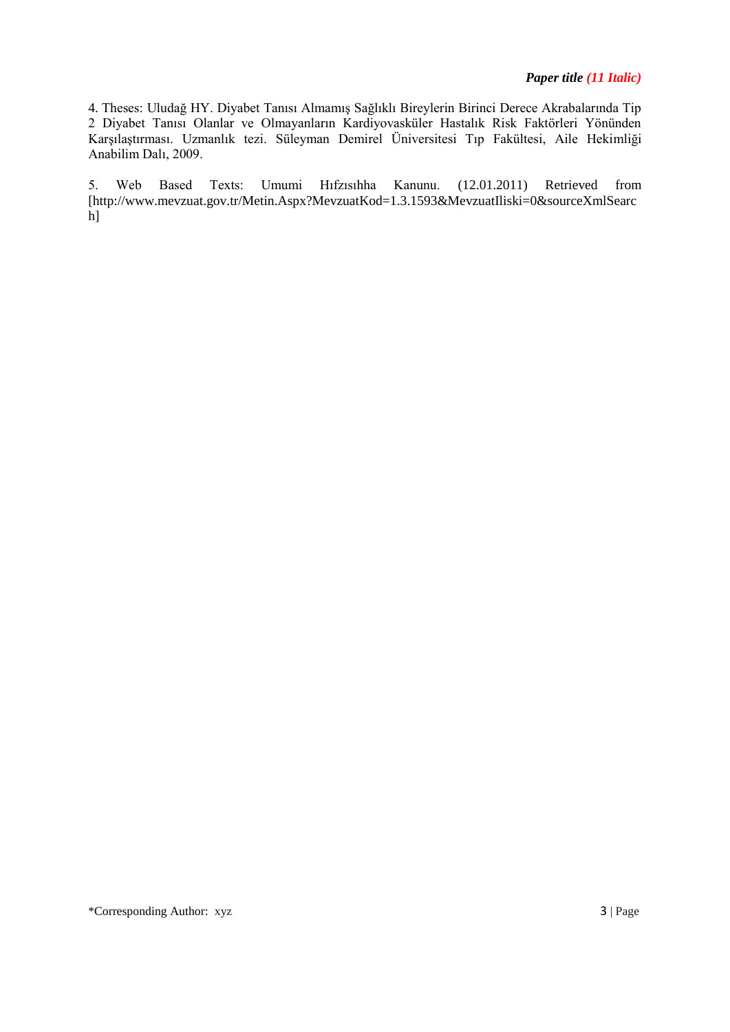4. Theses: Uludağ HY. Diyabet Tanısı Almamış Sağlıklı Bireylerin Birinci Derece Akrabalarında Tip 2 Diyabet Tanısı Olanlar ve Olmayanların Kardiyovasküler Hastalık Risk Faktörleri Yönünden Karşılaştırması. Uzmanlık tezi. Süleyman Demirel Üniversitesi Tıp Fakültesi, Aile Hekimliği Anabilim Dalı, 2009.

5. Web Based Texts: Umumi Hıfzısıhha Kanunu. (12.01.2011) Retrieved from [http://www.mevzuat.gov.tr/Metin.Aspx?MevzuatKod=1.3.1593&MevzuatIliski=0&sourceXmlSearch]